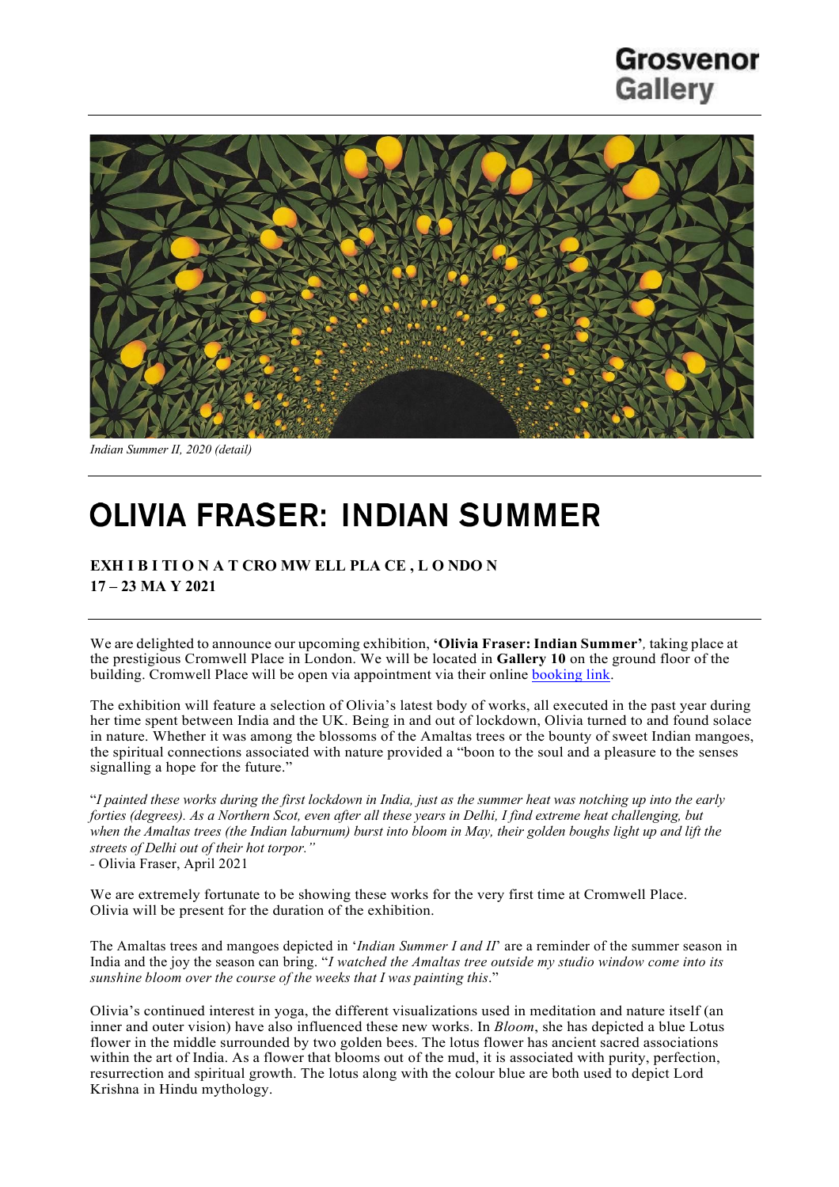Grosvenor Gallery

*Indian Summer II, 2020 (detail)*

# OLIVIA FRASER: INDIAN SUMMER

**EXHIBITION AT CROMWELL PLACE, LONDON**
**17 – 23 MAY 2021**

We are delighted to announce our upcoming exhibition, **'Olivia Fraser: Indian Summer'**, taking place at the prestigious Cromwell Place in London. We will be located in **Gallery 10** on the ground floor of the building. Cromwell Place will be open via appointment via their online booking link.

The exhibition will feature a selection of Olivia's latest body of works, all executed in the past year during her time spent between India and the UK. Being in and out of lockdown, Olivia turned to and found solace in nature. Whether it was among the blossoms of the Amaltas trees or the bounty of sweet Indian mangoes, the spiritual connections associated with nature provided a "boon to the soul and a pleasure to the senses signalling a hope for the future."

"*I painted these works during the first lockdown in India, just as the summer heat was notching up into the early forties (degrees). As a Northern Scot, even after all these years in Delhi, I find extreme heat challenging, but when the Amaltas trees (the Indian laburnum) burst into bloom in May, their golden boughs light up and lift the streets of Delhi out of their hot torpor."*
- Olivia Fraser, April 2021

We are extremely fortunate to be showing these works for the very first time at Cromwell Place. Olivia will be present for the duration of the exhibition.

The Amaltas trees and mangoes depicted in '*Indian Summer I and II*' are a reminder of the summer season in India and the joy the season can bring. "*I watched the Amaltas tree outside my studio window come into its sunshine bloom over the course of the weeks that I was painting this*."

Olivia's continued interest in yoga, the different visualizations used in meditation and nature itself (an inner and outer vision) have also influenced these new works. In *Bloom*, she has depicted a blue Lotus flower in the middle surrounded by two golden bees. The lotus flower has ancient sacred associations within the art of India. As a flower that blooms out of the mud, it is associated with purity, perfection, resurrection and spiritual growth. The lotus along with the colour blue are both used to depict Lord Krishna in Hindu mythology.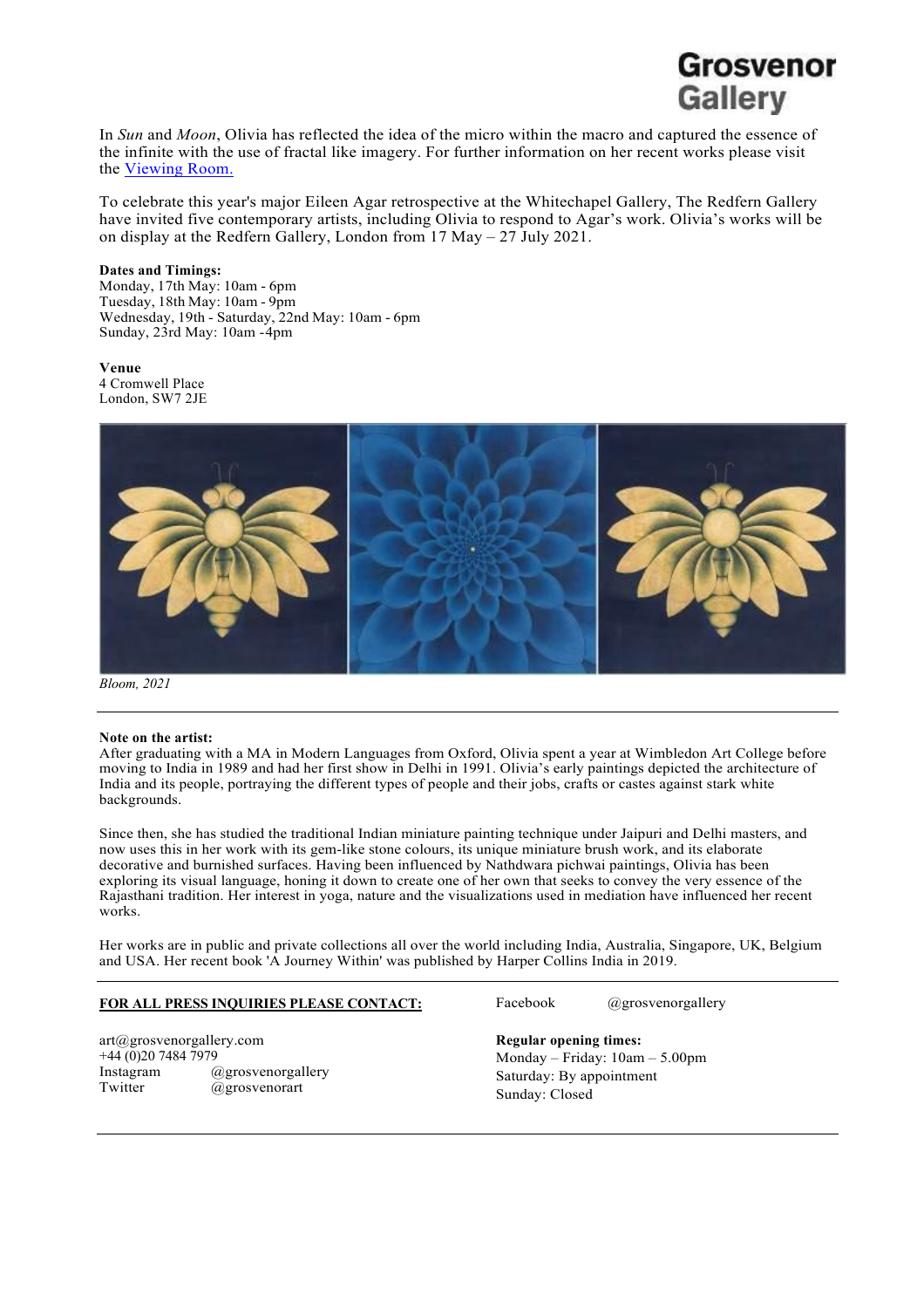In *Sun* and *Moon*, Olivia has reflected the idea of the micro within the macro and captured the essence of the infinite with the use of fractal like imagery. For further information on her recent works please visit the [Viewing Room.]

To celebrate this year's major Eileen Agar retrospective at the Whitechapel Gallery, The Redfern Gallery have invited five contemporary artists, including Olivia to respond to Agar's work. Olivia's works will be on display at the Redfern Gallery, London from 17 May – 27 July 2021.

**Dates and Timings:**
Monday, 17th May: 10am - 6pm
Tuesday, 18th May: 10am - 9pm
Wednesday, 19th - Saturday, 22nd May: 10am - 6pm
Sunday, 23rd May: 10am -4pm

**Venue**
4 Cromwell Place
London, SW7 2JE

*Bloom, 2021*

---

**Note on the artist:**
After graduating with a MA in Modern Languages from Oxford, Olivia spent a year at Wimbledon Art College before moving to India in 1989 and had her first show in Delhi in 1991. Olivia's early paintings depicted the architecture of India and its people, portraying the different types of people and their jobs, crafts or castes against stark white backgrounds.

Since then, she has studied the traditional Indian miniature painting technique under Jaipuri and Delhi masters, and now uses this in her work with its gem-like stone colours, its unique miniature brush work, and its elaborate decorative and burnished surfaces. Having been influenced by Nathdwara pichwai paintings, Olivia has been exploring its visual language, honing it down to create one of her own that seeks to convey the very essence of the Rajasthani tradition. Her interest in yoga, nature and the visualizations used in mediation have influenced her recent works.

Her works are in public and private collections all over the world including India, Australia, Singapore, UK, Belgium and USA. Her recent book 'A Journey Within' was published by Harper Collins India in 2019.

---

**FOR ALL PRESS INQUIRIES PLEASE CONTACT:**

art@grosvenorgallery.com
+44 (0)20 7484 7979
Instagram @grosvenorgallery
Twitter @grosvenorart

Facebook @grosvenorgallery

**Regular opening times:**
Monday – Friday: 10am – 5.00pm
Saturday: By appointment
Sunday: Closed